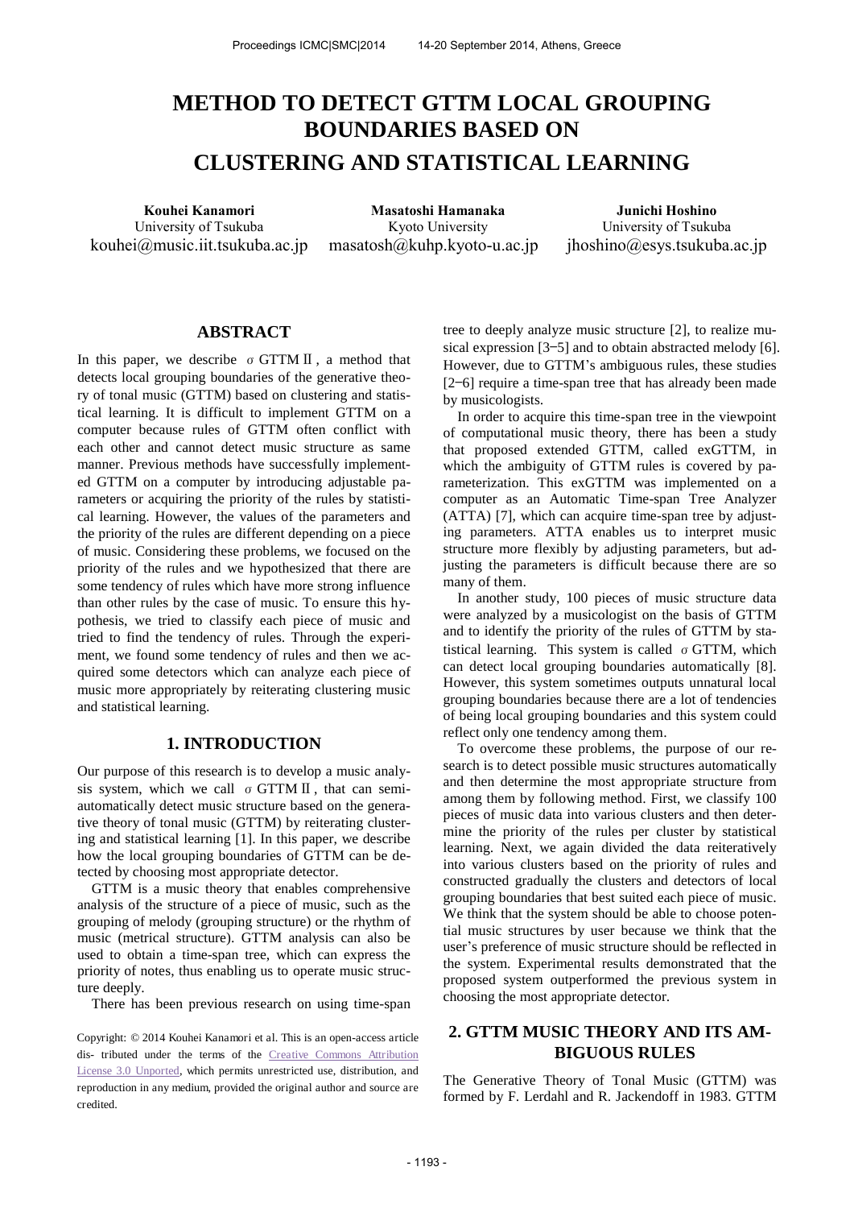# METHOD TO DETECT GTTM LOCAL GROUPING BOUNDARIES BASED ON CLUSTERING AND STATISTICAL LEARNING

**Kouhei Kanamori**
University of Tsukuba
kouhei@music.iit.tsukuba.ac.jp

**Masatoshi Hamanaka**
Kyoto University
masatosh@kuhp.kyoto-u.ac.jp

**Junichi Hoshino**
University of Tsukuba
jhoshino@esys.tsukuba.ac.jp

## ABSTRACT

In this paper, we describe σGTTMⅡ, a method that detects local grouping boundaries of the generative theory of tonal music (GTTM) based on clustering and statistical learning. It is difficult to implement GTTM on a computer because rules of GTTM often conflict with each other and cannot detect music structure as same manner. Previous methods have successfully implemented GTTM on a computer by introducing adjustable parameters or acquiring the priority of the rules by statistical learning. However, the values of the parameters and the priority of the rules are different depending on a piece of music. Considering these problems, we focused on the priority of the rules and we hypothesized that there are some tendency of rules which have more strong influence than other rules by the case of music. To ensure this hypothesis, we tried to classify each piece of music and tried to find the tendency of rules. Through the experiment, we found some tendency of rules and then we acquired some detectors which can analyze each piece of music more appropriately by reiterating clustering music and statistical learning.

## 1. INTRODUCTION

Our purpose of this research is to develop a music analysis system, which we call σGTTMⅡ, that can semi-automatically detect music structure based on the generative theory of tonal music (GTTM) by reiterating clustering and statistical learning [1]. In this paper, we describe how the local grouping boundaries of GTTM can be detected by choosing most appropriate detector.

GTTM is a music theory that enables comprehensive analysis of the structure of a piece of music, such as the grouping of melody (grouping structure) or the rhythm of music (metrical structure). GTTM analysis can also be used to obtain a time-span tree, which can express the priority of notes, thus enabling us to operate music structure deeply.

There has been previous research on using time-span tree to deeply analyze music structure [2], to realize musical expression [3‒5] and to obtain abstracted melody [6]. However, due to GTTM's ambiguous rules, these studies [2‒6] require a time-span tree that has already been made by musicologists.

In order to acquire this time-span tree in the viewpoint of computational music theory, there has been a study that proposed extended GTTM, called exGTTM, in which the ambiguity of GTTM rules is covered by parameterization. This exGTTM was implemented on a computer as an Automatic Time-span Tree Analyzer (ATTA) [7], which can acquire time-span tree by adjusting parameters. ATTA enables us to interpret music structure more flexibly by adjusting parameters, but adjusting the parameters is difficult because there are so many of them.

In another study, 100 pieces of music structure data were analyzed by a musicologist on the basis of GTTM and to identify the priority of the rules of GTTM by statistical learning. This system is called σGTTM, which can detect local grouping boundaries automatically [8]. However, this system sometimes outputs unnatural local grouping boundaries because there are a lot of tendencies of being local grouping boundaries and this system could reflect only one tendency among them.

To overcome these problems, the purpose of our research is to detect possible music structures automatically and then determine the most appropriate structure from among them by following method. First, we classify 100 pieces of music data into various clusters and then determine the priority of the rules per cluster by statistical learning. Next, we again divided the data reiteratively into various clusters based on the priority of rules and constructed gradually the clusters and detectors of local grouping boundaries that best suited each piece of music. We think that the system should be able to choose potential music structures by user because we think that the user's preference of music structure should be reflected in the system. Experimental results demonstrated that the proposed system outperformed the previous system in choosing the most appropriate detector.

## 2. GTTM MUSIC THEORY AND ITS AMBIGUOUS RULES

The Generative Theory of Tonal Music (GTTM) was formed by F. Lerdahl and R. Jackendoff in 1983. GTTM

Copyright: © 2014 Kouhei Kanamori et al. This is an open-access article dis- tributed under the terms of the Creative Commons Attribution License 3.0 Unported, which permits unrestricted use, distribution, and reproduction in any medium, provided the original author and source are credited.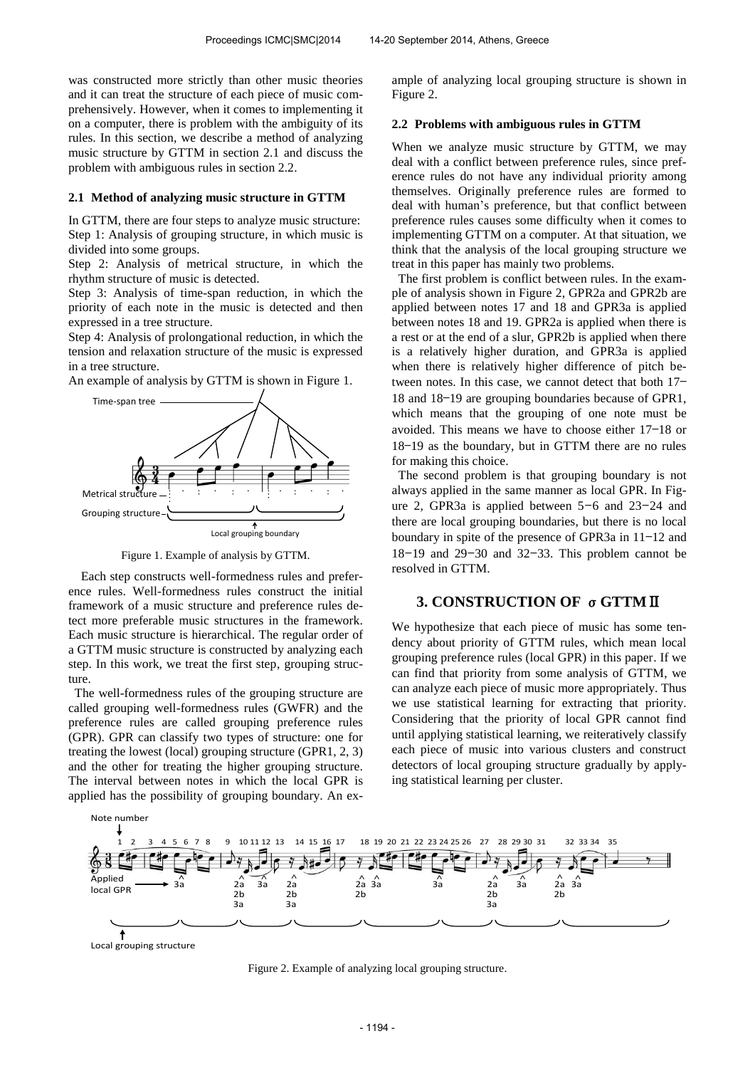was constructed more strictly than other music theories and it can treat the structure of each piece of music comprehensively. However, when it comes to implementing it on a computer, there is problem with the ambiguity of its rules. In this section, we describe a method of analyzing music structure by GTTM in section 2.1 and discuss the problem with ambiguous rules in section 2.2.

### 2.1 Method of analyzing music structure in GTTM

In GTTM, there are four steps to analyze music structure:
Step 1: Analysis of grouping structure, in which music is divided into some groups.
Step 2: Analysis of metrical structure, in which the rhythm structure of music is detected.
Step 3: Analysis of time-span reduction, in which the priority of each note in the music is detected and then expressed in a tree structure.
Step 4: Analysis of prolongational reduction, in which the tension and relaxation structure of the music is expressed in a tree structure.
An example of analysis by GTTM is shown in Figure 1.

Figure 1. Example of analysis by GTTM.

Each step constructs well-formedness rules and preference rules. Well-formedness rules construct the initial framework of a music structure and preference rules detect more preferable music structures in the framework. Each music structure is hierarchical. The regular order of a GTTM music structure is constructed by analyzing each step. In this work, we treat the first step, grouping structure.

The well-formedness rules of the grouping structure are called grouping well-formedness rules (GWFR) and the preference rules are called grouping preference rules (GPR). GPR can classify two types of structure: one for treating the lowest (local) grouping structure (GPR1, 2, 3) and the other for treating the higher grouping structure. The interval between notes in which the local GPR is applied has the possibility of grouping boundary. An example of analyzing local grouping structure is shown in Figure 2.

### 2.2 Problems with ambiguous rules in GTTM

When we analyze music structure by GTTM, we may deal with a conflict between preference rules, since preference rules do not have any individual priority among themselves. Originally preference rules are formed to deal with human's preference, but that conflict between preference rules causes some difficulty when it comes to implementing GTTM on a computer. At that situation, we think that the analysis of the local grouping structure we treat in this paper has mainly two problems.

The first problem is conflict between rules. In the example of analysis shown in Figure 2, GPR2a and GPR2b are applied between notes 17 and 18 and GPR3a is applied between notes 18 and 19. GPR2a is applied when there is a rest or at the end of a slur, GPR2b is applied when there is a relatively higher duration, and GPR3a is applied when there is relatively higher difference of pitch between notes. In this case, we cannot detect that both 17−18 and 18−19 are grouping boundaries because of GPR1, which means that the grouping of one note must be avoided. This means we have to choose either 17−18 or 18−19 as the boundary, but in GTTM there are no rules for making this choice.

The second problem is that grouping boundary is not always applied in the same manner as local GPR. In Figure 2, GPR3a is applied between 5−6 and 23−24 and there are local grouping boundaries, but there is no local boundary in spite of the presence of GPR3a in 11−12 and 18−19 and 29−30 and 32−33. This problem cannot be resolved in GTTM.

## 3. CONSTRUCTION OF σGTTMⅡ

We hypothesize that each piece of music has some tendency about priority of GTTM rules, which mean local grouping preference rules (local GPR) in this paper. If we can find that priority from some analysis of GTTM, we can analyze each piece of music more appropriately. Thus we use statistical learning for extracting that priority. Considering that the priority of local GPR cannot find until applying statistical learning, we reiteratively classify each piece of music into various clusters and construct detectors of local grouping structure gradually by applying statistical learning per cluster.

Figure 2. Example of analyzing local grouping structure.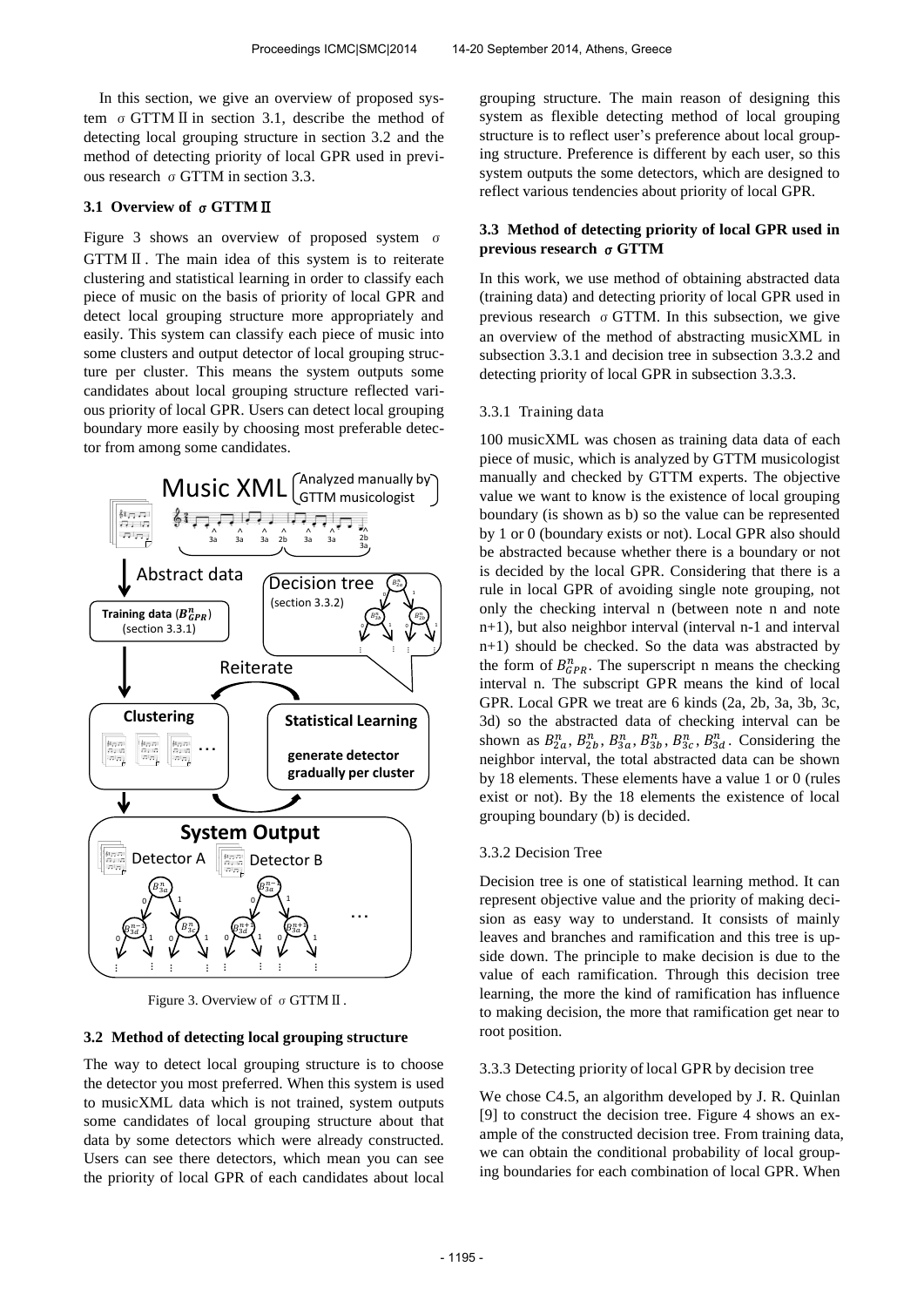In this section, we give an overview of proposed system σ GTTMⅡ in section 3.1, describe the method of detecting local grouping structure in section 3.2 and the method of detecting priority of local GPR used in previous research σ GTTM in section 3.3.

### 3.1 Overview of σ GTTMⅡ

Figure 3 shows an overview of proposed system σ GTTMⅡ. The main idea of this system is to reiterate clustering and statistical learning in order to classify each piece of music on the basis of priority of local GPR and detect local grouping structure more appropriately and easily. This system can classify each piece of music into some clusters and output detector of local grouping structure per cluster. This means the system outputs some candidates about local grouping structure reflected various priority of local GPR. Users can detect local grouping boundary more easily by choosing most preferable detector from among some candidates.

Figure 3. Overview of σ GTTMⅡ.

### 3.2 Method of detecting local grouping structure

The way to detect local grouping structure is to choose the detector you most preferred. When this system is used to musicXML data which is not trained, system outputs some candidates of local grouping structure about that data by some detectors which were already constructed. Users can see there detectors, which mean you can see the priority of local GPR of each candidates about local grouping structure. The main reason of designing this system as flexible detecting method of local grouping structure is to reflect user's preference about local grouping structure. Preference is different by each user, so this system outputs the some detectors, which are designed to reflect various tendencies about priority of local GPR.

### 3.3 Method of detecting priority of local GPR used in previous research σ GTTM

In this work, we use method of obtaining abstracted data (training data) and detecting priority of local GPR used in previous research σ GTTM. In this subsection, we give an overview of the method of abstracting musicXML in subsection 3.3.1 and decision tree in subsection 3.3.2 and detecting priority of local GPR in subsection 3.3.3.

#### 3.3.1 Training data

100 musicXML was chosen as training data data of each piece of music, which is analyzed by GTTM musicologist manually and checked by GTTM experts. The objective value we want to know is the existence of local grouping boundary (is shown as b) so the value can be represented by 1 or 0 (boundary exists or not). Local GPR also should be abstracted because whether there is a boundary or not is decided by the local GPR. Considering that there is a rule in local GPR of avoiding single note grouping, not only the checking interval n (between note n and note n+1), but also neighbor interval (interval n-1 and interval n+1) should be checked. So the data was abstracted by the form of $B_{GPR}^{n}$. The superscript n means the checking interval n. The subscript GPR means the kind of local GPR. Local GPR we treat are 6 kinds (2a, 2b, 3a, 3b, 3c, 3d) so the abstracted data of checking interval can be shown as $B_{2a}^{n}$, $B_{2b}^{n}$, $B_{3a}^{n}$, $B_{3b}^{n}$, $B_{3c}^{n}$, $B_{3d}^{n}$. Considering the neighbor interval, the total abstracted data can be shown by 18 elements. These elements have a value 1 or 0 (rules exist or not). By the 18 elements the existence of local grouping boundary (b) is decided.

#### 3.3.2 Decision Tree

Decision tree is one of statistical learning method. It can represent objective value and the priority of making decision as easy way to understand. It consists of mainly leaves and branches and ramification and this tree is upside down. The principle to make decision is due to the value of each ramification. Through this decision tree learning, the more the kind of ramification has influence to making decision, the more that ramification get near to root position.

#### 3.3.3 Detecting priority of local GPR by decision tree

We chose C4.5, an algorithm developed by J. R. Quinlan [9] to construct the decision tree. Figure 4 shows an example of the constructed decision tree. From training data, we can obtain the conditional probability of local grouping boundaries for each combination of local GPR. When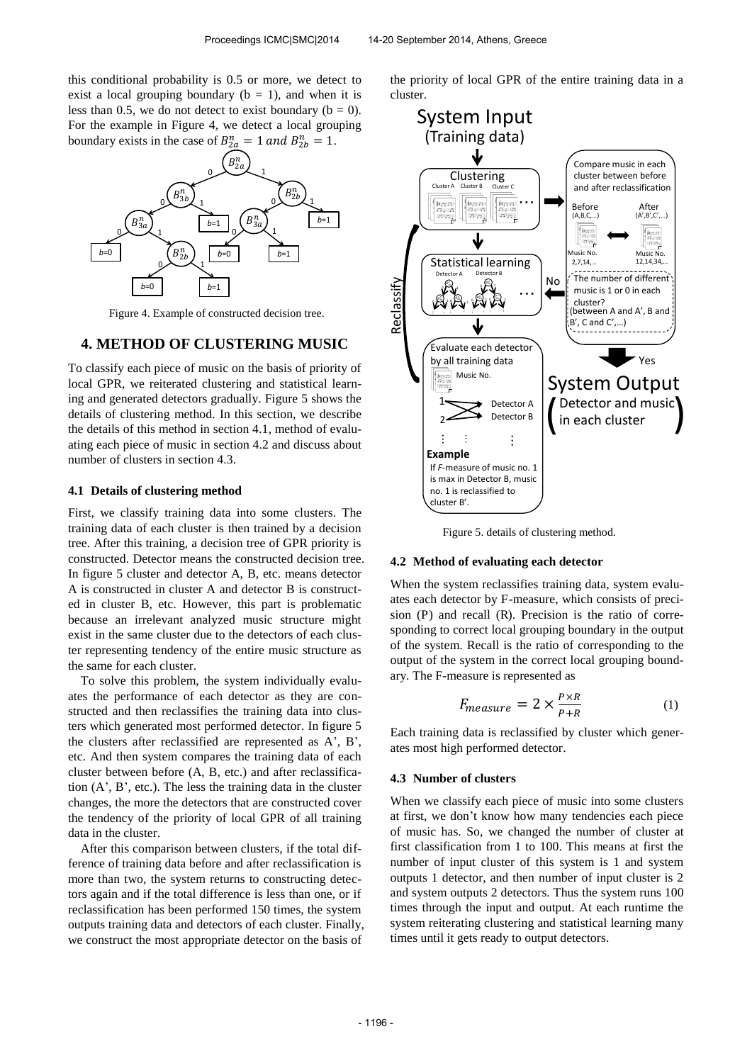this conditional probability is 0.5 or more, we detect to exist a local grouping boundary (b = 1), and when it is less than 0.5, we do not detect to exist boundary (b = 0). For the example in Figure 4, we detect a local grouping boundary exists in the case of $B_{2a}^n = 1$ *and* $B_{2b}^n = 1$.

Figure 4. Example of constructed decision tree.

## 4. METHOD OF CLUSTERING MUSIC

To classify each piece of music on the basis of priority of local GPR, we reiterated clustering and statistical learning and generated detectors gradually. Figure 5 shows the details of clustering method. In this section, we describe the details of this method in section 4.1, method of evaluating each piece of music in section 4.2 and discuss about number of clusters in section 4.3.

### 4.1 Details of clustering method

First, we classify training data into some clusters. The training data of each cluster is then trained by a decision tree. After this training, a decision tree of GPR priority is constructed. Detector means the constructed decision tree. In figure 5 cluster and detector A, B, etc. means detector A is constructed in cluster A and detector B is constructed in cluster B, etc. However, this part is problematic because an irrelevant analyzed music structure might exist in the same cluster due to the detectors of each cluster representing tendency of the entire music structure as the same for each cluster.

To solve this problem, the system individually evaluates the performance of each detector as they are constructed and then reclassifies the training data into clusters which generated most performed detector. In figure 5 the clusters after reclassified are represented as A', B', etc. And then system compares the training data of each cluster between before (A, B, etc.) and after reclassification (A', B', etc.). The less the training data in the cluster changes, the more the detectors that are constructed cover the tendency of the priority of local GPR of all training data in the cluster.

After this comparison between clusters, if the total difference of training data before and after reclassification is more than two, the system returns to constructing detectors again and if the total difference is less than one, or if reclassification has been performed 150 times, the system outputs training data and detectors of each cluster. Finally, we construct the most appropriate detector on the basis of the priority of local GPR of the entire training data in a cluster.

Figure 5. details of clustering method.

### 4.2 Method of evaluating each detector

When the system reclassifies training data, system evaluates each detector by F-measure, which consists of precision (P) and recall (R). Precision is the ratio of corresponding to correct local grouping boundary in the output of the system. Recall is the ratio of corresponding to the output of the system in the correct local grouping boundary. The F-measure is represented as

$$F_{measure} = 2 \times \frac{P \times R}{P + R} \qquad (1)$$

Each training data is reclassified by cluster which generates most high performed detector.

### 4.3 Number of clusters

When we classify each piece of music into some clusters at first, we don't know how many tendencies each piece of music has. So, we changed the number of cluster at first classification from 1 to 100. This means at first the number of input cluster of this system is 1 and system outputs 1 detector, and then number of input cluster is 2 and system outputs 2 detectors. Thus the system runs 100 times through the input and output. At each runtime the system reiterating clustering and statistical learning many times until it gets ready to output detectors.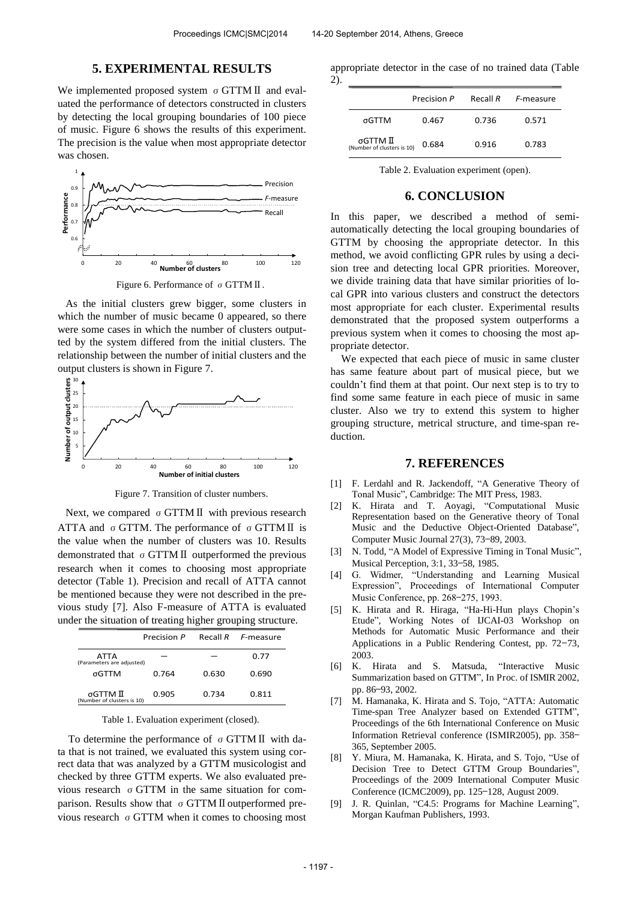## 5. EXPERIMENTAL RESULTS

We implemented proposed system σGTTMⅡ and evaluated the performance of detectors constructed in clusters by detecting the local grouping boundaries of 100 piece of music. Figure 6 shows the results of this experiment. The precision is the value when most appropriate detector was chosen.

1
0.9
0.8
0.7
0.6
Performance
0
20
40
60
80
100
120
Number of clusters
Precision
*F*-measure
Recall

Figure 6. Performance of σGTTMⅡ.

As the initial clusters grew bigger, some clusters in which the number of music became 0 appeared, so there were some cases in which the number of clusters outputted by the system differed from the initial clusters. The relationship between the number of initial clusters and the output clusters is shown in Figure 7.

30
25
20
15
10
5
Number of output clusters
0
20
40
60
80
100
120
Number of initial clusters

Figure 7. Transition of cluster numbers.

Next, we compared σGTTMⅡ with previous research ATTA and σGTTM. The performance of σGTTMⅡ is the value when the number of clusters was 10. Results demonstrated that σGTTMⅡ outperformed the previous research when it comes to choosing most appropriate detector (Table 1). Precision and recall of ATTA cannot be mentioned because they were not described in the previous study [7]. Also F-measure of ATTA is evaluated under the situation of treating higher grouping structure.

| | Precision *P* | Recall *R* | *F*-measure |
|---|---|---|---|
| ATTA (Parameters are adjusted) | — | — | 0.77 |
| σGTTM | 0.764 | 0.630 | 0.690 |
| σGTTMⅡ (Number of clusters is 10) | 0.905 | 0.734 | 0.811 |

Table 1. Evaluation experiment (closed).

To determine the performance of σGTTMⅡ with data that is not trained, we evaluated this system using correct data that was analyzed by a GTTM musicologist and checked by three GTTM experts. We also evaluated previous research σGTTM in the same situation for comparison. Results show that σGTTMⅡoutperformed previous research σGTTM when it comes to choosing most appropriate detector in the case of no trained data (Table 2).

| | Precision *P* | Recall *R* | *F*-measure |
|---|---|---|---|
| σGTTM | 0.467 | 0.736 | 0.571 |
| σGTTMⅡ (Number of clusters is 10) | 0.684 | 0.916 | 0.783 |

Table 2. Evaluation experiment (open).

## 6. CONCLUSION

In this paper, we described a method of semi-automatically detecting the local grouping boundaries of GTTM by choosing the appropriate detector. In this method, we avoid conflicting GPR rules by using a decision tree and detecting local GPR priorities. Moreover, we divide training data that have similar priorities of local GPR into various clusters and construct the detectors most appropriate for each cluster. Experimental results demonstrated that the proposed system outperforms a previous system when it comes to choosing the most appropriate detector.

We expected that each piece of music in same cluster has same feature about part of musical piece, but we couldn't find them at that point. Our next step is to try to find some same feature in each piece of music in same cluster. Also we try to extend this system to higher grouping structure, metrical structure, and time-span reduction.

## 7. REFERENCES

[1] F. Lerdahl and R. Jackendoff, "A Generative Theory of Tonal Music", Cambridge: The MIT Press, 1983.

[2] K. Hirata and T. Aoyagi, "Computational Music Representation based on the Generative theory of Tonal Music and the Deductive Object-Oriented Database", Computer Music Journal 27(3), 73–89, 2003.

[3] N. Todd, "A Model of Expressive Timing in Tonal Music", Musical Perception, 3:1, 33–58, 1985.

[4] G. Widmer, "Understanding and Learning Musical Expression", Proceedings of International Computer Music Conference, pp. 268–275, 1993.

[5] K. Hirata and R. Hiraga, "Ha-Hi-Hun plays Chopin's Etude", Working Notes of IJCAI-03 Workshop on Methods for Automatic Music Performance and their Applications in a Public Rendering Contest, pp. 72–73, 2003.

[6] K. Hirata and S. Matsuda, "Interactive Music Summarization based on GTTM", In Proc. of ISMIR 2002, pp. 86–93, 2002.

[7] M. Hamanaka, K. Hirata and S. Tojo, "ATTA: Automatic Time-span Tree Analyzer based on Extended GTTM", Proceedings of the 6th International Conference on Music Information Retrieval conference (ISMIR2005), pp. 358–365, September 2005.

[8] Y. Miura, M. Hamanaka, K. Hirata, and S. Tojo, "Use of Decision Tree to Detect GTTM Group Boundaries", Proceedings of the 2009 International Computer Music Conference (ICMC2009), pp. 125–128, August 2009.

[9] J. R. Quinlan, "C4.5: Programs for Machine Learning", Morgan Kaufman Publishers, 1993.